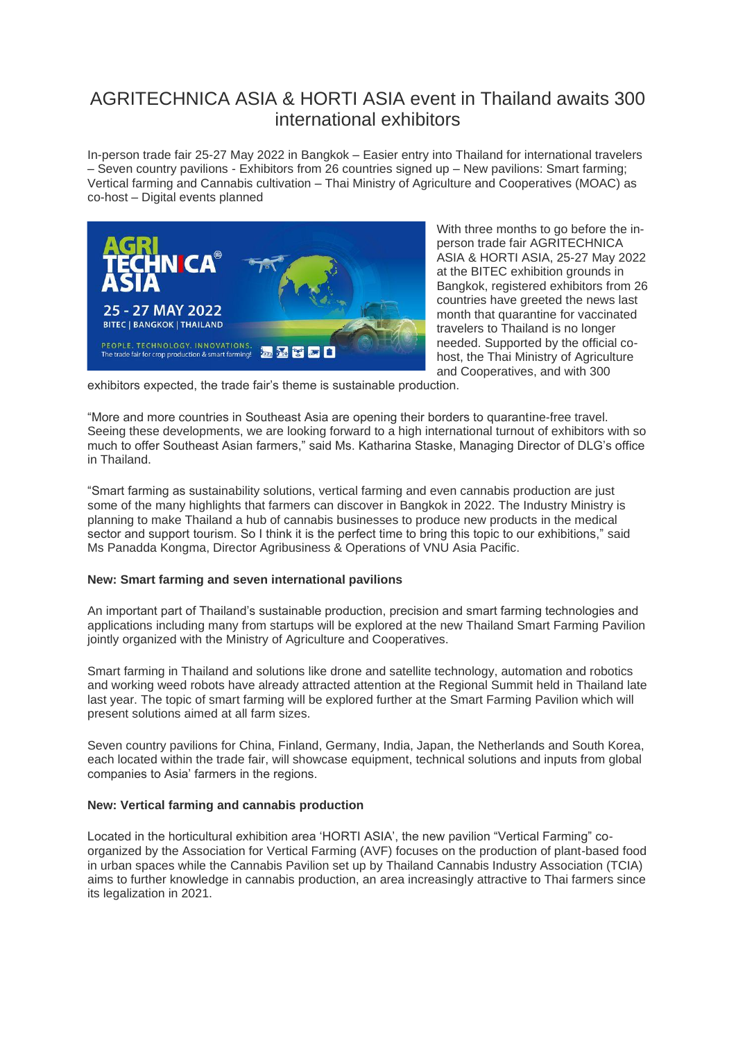# AGRITECHNICA ASIA & HORTI ASIA event in Thailand awaits 300 international exhibitors

In-person trade fair 25-27 May 2022 in Bangkok – Easier entry into Thailand for international travelers – Seven country pavilions - Exhibitors from 26 countries signed up – New pavilions: Smart farming; Vertical farming and Cannabis cultivation – Thai Ministry of Agriculture and Cooperatives (MOAC) as co-host – Digital events planned

With three months to go before the in-person trade fair AGRITECHNICA ASIA & HORTI ASIA, 25-27 May 2022 at the BITEC exhibition grounds in Bangkok, registered exhibitors from 26 countries have greeted the news last month that quarantine for vaccinated travelers to Thailand is no longer needed. Supported by the official co-host, the Thai Ministry of Agriculture and Cooperatives, and with 300 exhibitors expected, the trade fair's theme is sustainable production.

"More and more countries in Southeast Asia are opening their borders to quarantine-free travel. Seeing these developments, we are looking forward to a high international turnout of exhibitors with so much to offer Southeast Asian farmers," said Ms. Katharina Staske, Managing Director of DLG's office in Thailand.

"Smart farming as sustainability solutions, vertical farming and even cannabis production are just some of the many highlights that farmers can discover in Bangkok in 2022. The Industry Ministry is planning to make Thailand a hub of cannabis businesses to produce new products in the medical sector and support tourism. So I think it is the perfect time to bring this topic to our exhibitions," said Ms Panadda Kongma, Director Agribusiness & Operations of VNU Asia Pacific.

**New: Smart farming and seven international pavilions**

An important part of Thailand's sustainable production, precision and smart farming technologies and applications including many from startups will be explored at the new Thailand Smart Farming Pavilion jointly organized with the Ministry of Agriculture and Cooperatives.

Smart farming in Thailand and solutions like drone and satellite technology, automation and robotics and working weed robots have already attracted attention at the Regional Summit held in Thailand late last year. The topic of smart farming will be explored further at the Smart Farming Pavilion which will present solutions aimed at all farm sizes.

Seven country pavilions for China, Finland, Germany, India, Japan, the Netherlands and South Korea, each located within the trade fair, will showcase equipment, technical solutions and inputs from global companies to Asia' farmers in the regions.

**New: Vertical farming and cannabis production**

Located in the horticultural exhibition area 'HORTI ASIA', the new pavilion "Vertical Farming" co-organized by the Association for Vertical Farming (AVF) focuses on the production of plant-based food in urban spaces while the Cannabis Pavilion set up by Thailand Cannabis Industry Association (TCIA) aims to further knowledge in cannabis production, an area increasingly attractive to Thai farmers since its legalization in 2021.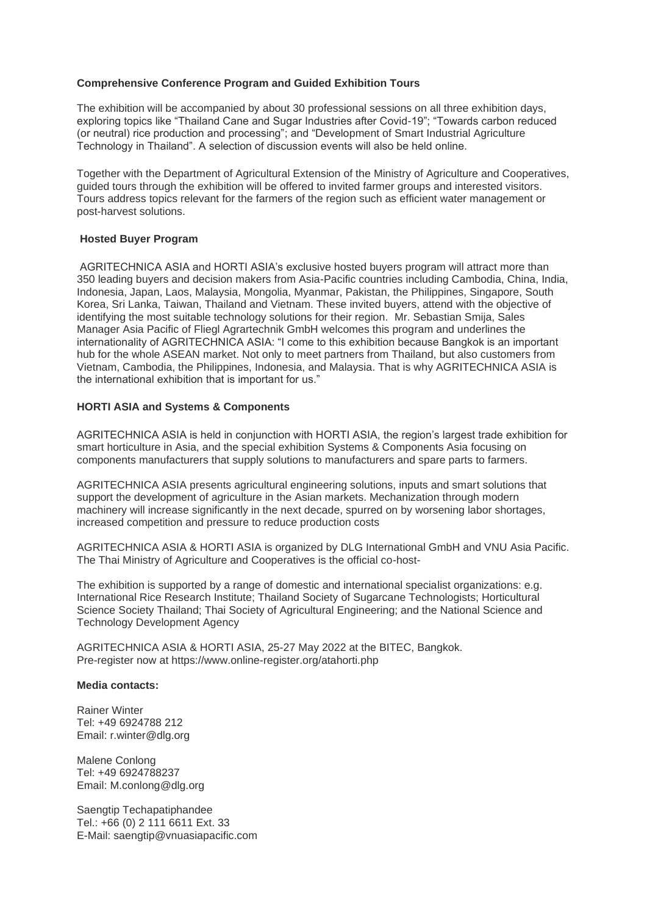**Comprehensive Conference Program and Guided Exhibition Tours**

The exhibition will be accompanied by about 30 professional sessions on all three exhibition days, exploring topics like "Thailand Cane and Sugar Industries after Covid-19"; "Towards carbon reduced (or neutral) rice production and processing"; and "Development of Smart Industrial Agriculture Technology in Thailand". A selection of discussion events will also be held online.

Together with the Department of Agricultural Extension of the Ministry of Agriculture and Cooperatives, guided tours through the exhibition will be offered to invited farmer groups and interested visitors. Tours address topics relevant for the farmers of the region such as efficient water management or post-harvest solutions.

**Hosted Buyer Program**

AGRITECHNICA ASIA and HORTI ASIA's exclusive hosted buyers program will attract more than 350 leading buyers and decision makers from Asia-Pacific countries including Cambodia, China, India, Indonesia, Japan, Laos, Malaysia, Mongolia, Myanmar, Pakistan, the Philippines, Singapore, South Korea, Sri Lanka, Taiwan, Thailand and Vietnam. These invited buyers, attend with the objective of identifying the most suitable technology solutions for their region. Mr. Sebastian Smija, Sales Manager Asia Pacific of Fliegl Agrartechnik GmbH welcomes this program and underlines the internationality of AGRITECHNICA ASIA: "I come to this exhibition because Bangkok is an important hub for the whole ASEAN market. Not only to meet partners from Thailand, but also customers from Vietnam, Cambodia, the Philippines, Indonesia, and Malaysia. That is why AGRITECHNICA ASIA is the international exhibition that is important for us."

**HORTI ASIA and Systems & Components**

AGRITECHNICA ASIA is held in conjunction with HORTI ASIA, the region's largest trade exhibition for smart horticulture in Asia, and the special exhibition Systems & Components Asia focusing on components manufacturers that supply solutions to manufacturers and spare parts to farmers.

AGRITECHNICA ASIA presents agricultural engineering solutions, inputs and smart solutions that support the development of agriculture in the Asian markets. Mechanization through modern machinery will increase significantly in the next decade, spurred on by worsening labor shortages, increased competition and pressure to reduce production costs

AGRITECHNICA ASIA & HORTI ASIA is organized by DLG International GmbH and VNU Asia Pacific. The Thai Ministry of Agriculture and Cooperatives is the official co-host-

The exhibition is supported by a range of domestic and international specialist organizations: e.g. International Rice Research Institute; Thailand Society of Sugarcane Technologists; Horticultural Science Society Thailand; Thai Society of Agricultural Engineering; and the National Science and Technology Development Agency

AGRITECHNICA ASIA & HORTI ASIA, 25-27 May 2022 at the BITEC, Bangkok.
Pre-register now at https://www.online-register.org/atahorti.php

**Media contacts:**

Rainer Winter
Tel: +49 6924788 212
Email: r.winter@dlg.org

Malene Conlong
Tel: +49 6924788237
Email: M.conlong@dlg.org

Saengtip Techapatiphandee
Tel.: +66 (0) 2 111 6611 Ext. 33
E-Mail: saengtip@vnuasiapacific.com